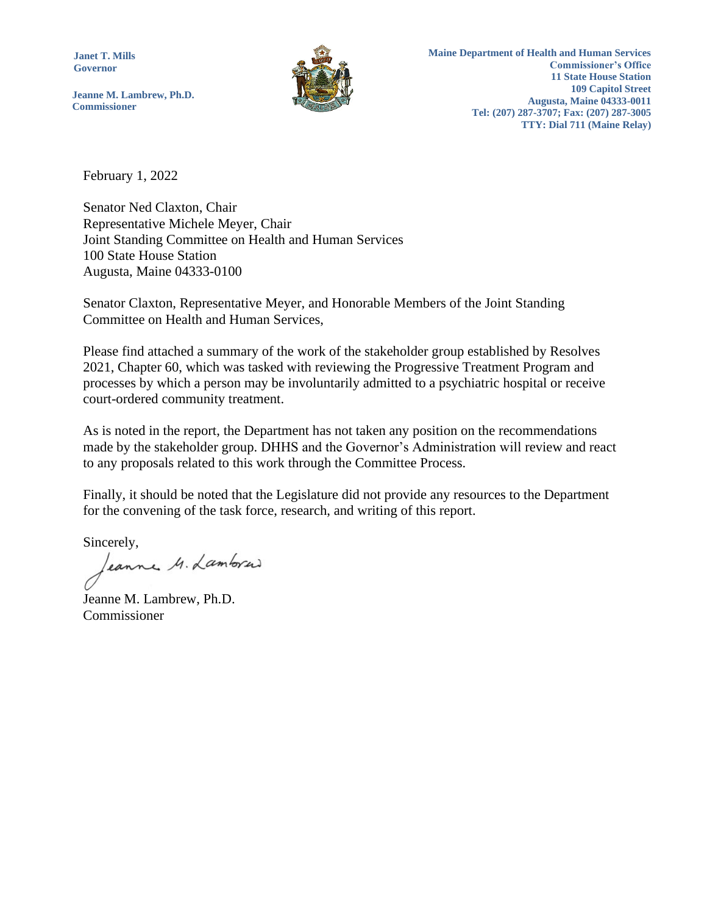**Janet T. Mills**
**Governor**

**Jeanne M. Lambrew, Ph.D.**
**Commissioner**

**Maine Department of Health and Human Services**
**Commissioner's Office**
**11 State House Station**
**109 Capitol Street**
**Augusta, Maine 04333-0011**
**Tel: (207) 287-3707; Fax: (207) 287-3005**
**TTY: Dial 711 (Maine Relay)**

February 1, 2022

Senator Ned Claxton, Chair
Representative Michele Meyer, Chair
Joint Standing Committee on Health and Human Services
100 State House Station
Augusta, Maine 04333-0100

Senator Claxton, Representative Meyer, and Honorable Members of the Joint Standing Committee on Health and Human Services,

Please find attached a summary of the work of the stakeholder group established by Resolves 2021, Chapter 60, which was tasked with reviewing the Progressive Treatment Program and processes by which a person may be involuntarily admitted to a psychiatric hospital or receive court-ordered community treatment.

As is noted in the report, the Department has not taken any position on the recommendations made by the stakeholder group. DHHS and the Governor's Administration will review and react to any proposals related to this work through the Committee Process.

Finally, it should be noted that the Legislature did not provide any resources to the Department for the convening of the task force, research, and writing of this report.

Sincerely,

Jeanne M. Lambrew, Ph.D.
Commissioner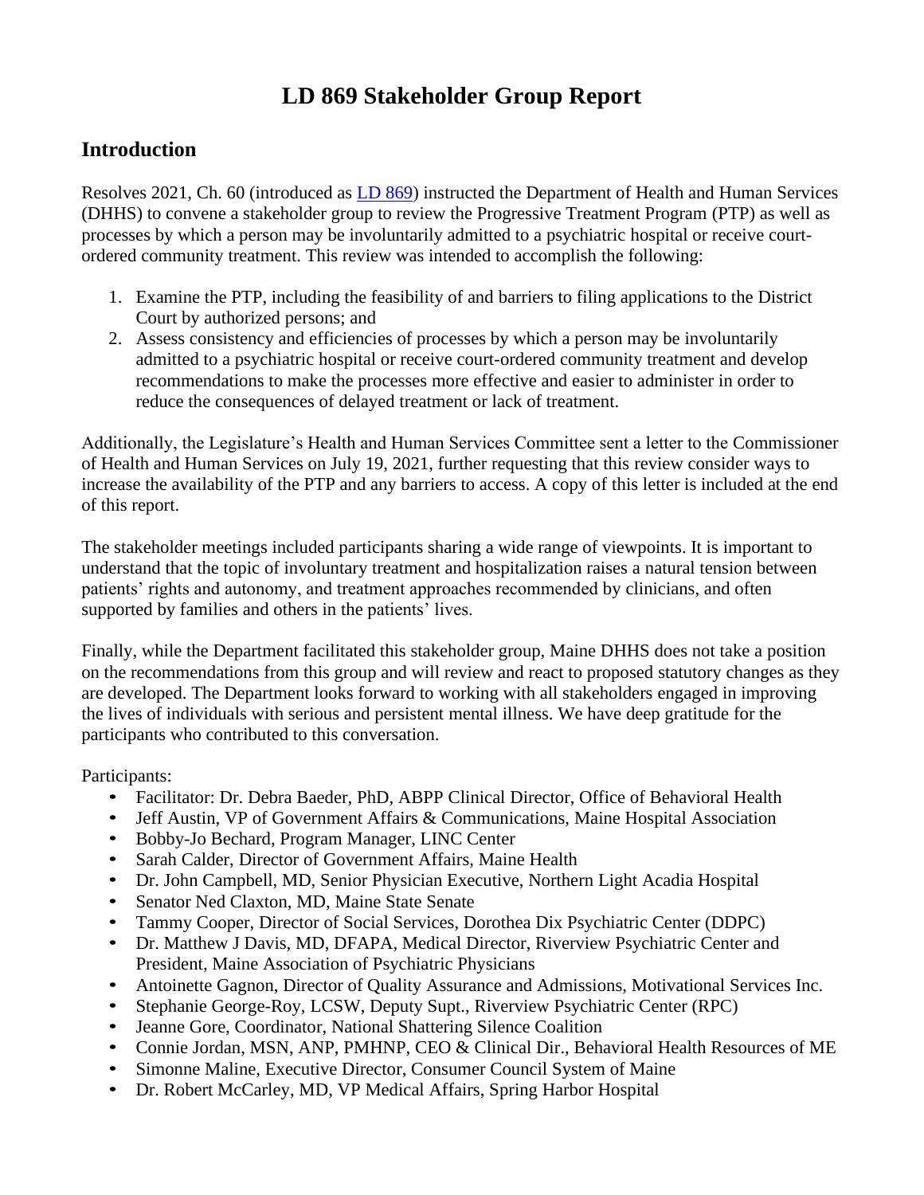# LD 869 Stakeholder Group Report

## Introduction

Resolves 2021, Ch. 60 (introduced as [LD 869](LD 869)) instructed the Department of Health and Human Services (DHHS) to convene a stakeholder group to review the Progressive Treatment Program (PTP) as well as processes by which a person may be involuntarily admitted to a psychiatric hospital or receive court-ordered community treatment. This review was intended to accomplish the following:

1. Examine the PTP, including the feasibility of and barriers to filing applications to the District Court by authorized persons; and
2. Assess consistency and efficiencies of processes by which a person may be involuntarily admitted to a psychiatric hospital or receive court-ordered community treatment and develop recommendations to make the processes more effective and easier to administer in order to reduce the consequences of delayed treatment or lack of treatment.

Additionally, the Legislature's Health and Human Services Committee sent a letter to the Commissioner of Health and Human Services on July 19, 2021, further requesting that this review consider ways to increase the availability of the PTP and any barriers to access. A copy of this letter is included at the end of this report.

The stakeholder meetings included participants sharing a wide range of viewpoints. It is important to understand that the topic of involuntary treatment and hospitalization raises a natural tension between patients' rights and autonomy, and treatment approaches recommended by clinicians, and often supported by families and others in the patients' lives.

Finally, while the Department facilitated this stakeholder group, Maine DHHS does not take a position on the recommendations from this group and will review and react to proposed statutory changes as they are developed. The Department looks forward to working with all stakeholders engaged in improving the lives of individuals with serious and persistent mental illness. We have deep gratitude for the participants who contributed to this conversation.

Participants:

- Facilitator: Dr. Debra Baeder, PhD, ABPP Clinical Director, Office of Behavioral Health
- Jeff Austin, VP of Government Affairs & Communications, Maine Hospital Association
- Bobby-Jo Bechard, Program Manager, LINC Center
- Sarah Calder, Director of Government Affairs, Maine Health
- Dr. John Campbell, MD, Senior Physician Executive, Northern Light Acadia Hospital
- Senator Ned Claxton, MD, Maine State Senate
- Tammy Cooper, Director of Social Services, Dorothea Dix Psychiatric Center (DDPC)
- Dr. Matthew J Davis, MD, DFAPA, Medical Director, Riverview Psychiatric Center and President, Maine Association of Psychiatric Physicians
- Antoinette Gagnon, Director of Quality Assurance and Admissions, Motivational Services Inc.
- Stephanie George-Roy, LCSW, Deputy Supt., Riverview Psychiatric Center (RPC)
- Jeanne Gore, Coordinator, National Shattering Silence Coalition
- Connie Jordan, MSN, ANP, PMHNP, CEO & Clinical Dir., Behavioral Health Resources of ME
- Simonne Maline, Executive Director, Consumer Council System of Maine
- Dr. Robert McCarley, MD, VP Medical Affairs, Spring Harbor Hospital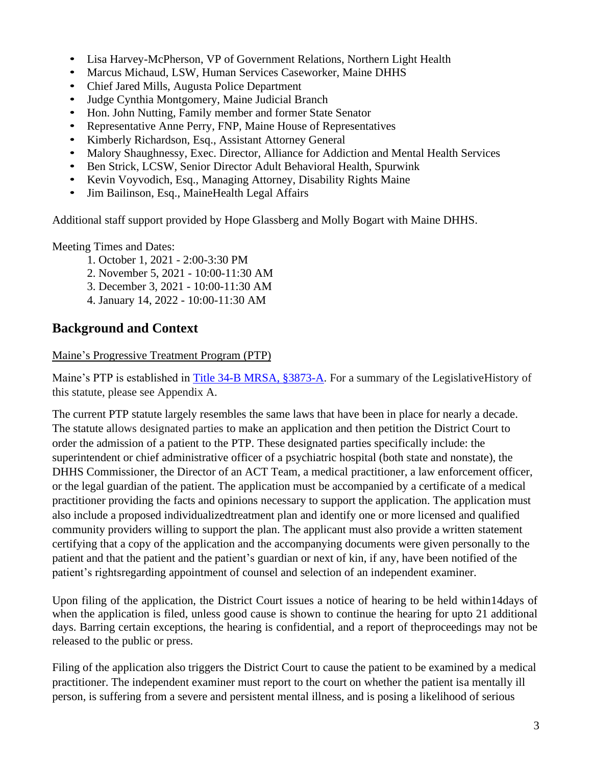- Lisa Harvey-McPherson, VP of Government Relations, Northern Light Health
- Marcus Michaud, LSW, Human Services Caseworker, Maine DHHS
- Chief Jared Mills, Augusta Police Department
- Judge Cynthia Montgomery, Maine Judicial Branch
- Hon. John Nutting, Family member and former State Senator
- Representative Anne Perry, FNP, Maine House of Representatives
- Kimberly Richardson, Esq., Assistant Attorney General
- Malory Shaughnessy, Exec. Director, Alliance for Addiction and Mental Health Services
- Ben Strick, LCSW, Senior Director Adult Behavioral Health, Spurwink
- Kevin Voyvodich, Esq., Managing Attorney, Disability Rights Maine
- Jim Bailinson, Esq., MaineHealth Legal Affairs

Additional staff support provided by Hope Glassberg and Molly Bogart with Maine DHHS.

Meeting Times and Dates:

1. October 1, 2021 - 2:00-3:30 PM
2. November 5, 2021 - 10:00-11:30 AM
3. December 3, 2021 - 10:00-11:30 AM
4. January 14, 2022 - 10:00-11:30 AM

## Background and Context

Maine's Progressive Treatment Program (PTP)

Maine's PTP is established in Title 34-B MRSA, §3873-A. For a summary of the LegislativeHistory of this statute, please see Appendix A.

The current PTP statute largely resembles the same laws that have been in place for nearly a decade. The statute allows designated parties to make an application and then petition the District Court to order the admission of a patient to the PTP. These designated parties specifically include: the superintendent or chief administrative officer of a psychiatric hospital (both state and nonstate), the DHHS Commissioner, the Director of an ACT Team, a medical practitioner, a law enforcement officer, or the legal guardian of the patient. The application must be accompanied by a certificate of a medical practitioner providing the facts and opinions necessary to support the application. The application must also include a proposed individualizedtreatment plan and identify one or more licensed and qualified community providers willing to support the plan. The applicant must also provide a written statement certifying that a copy of the application and the accompanying documents were given personally to the patient and that the patient and the patient's guardian or next of kin, if any, have been notified of the patient's rightsregarding appointment of counsel and selection of an independent examiner.

Upon filing of the application, the District Court issues a notice of hearing to be held within14days of when the application is filed, unless good cause is shown to continue the hearing for upto 21 additional days. Barring certain exceptions, the hearing is confidential, and a report of theproceedings may not be released to the public or press.

Filing of the application also triggers the District Court to cause the patient to be examined by a medical practitioner. The independent examiner must report to the court on whether the patient isa mentally ill person, is suffering from a severe and persistent mental illness, and is posing a likelihood of serious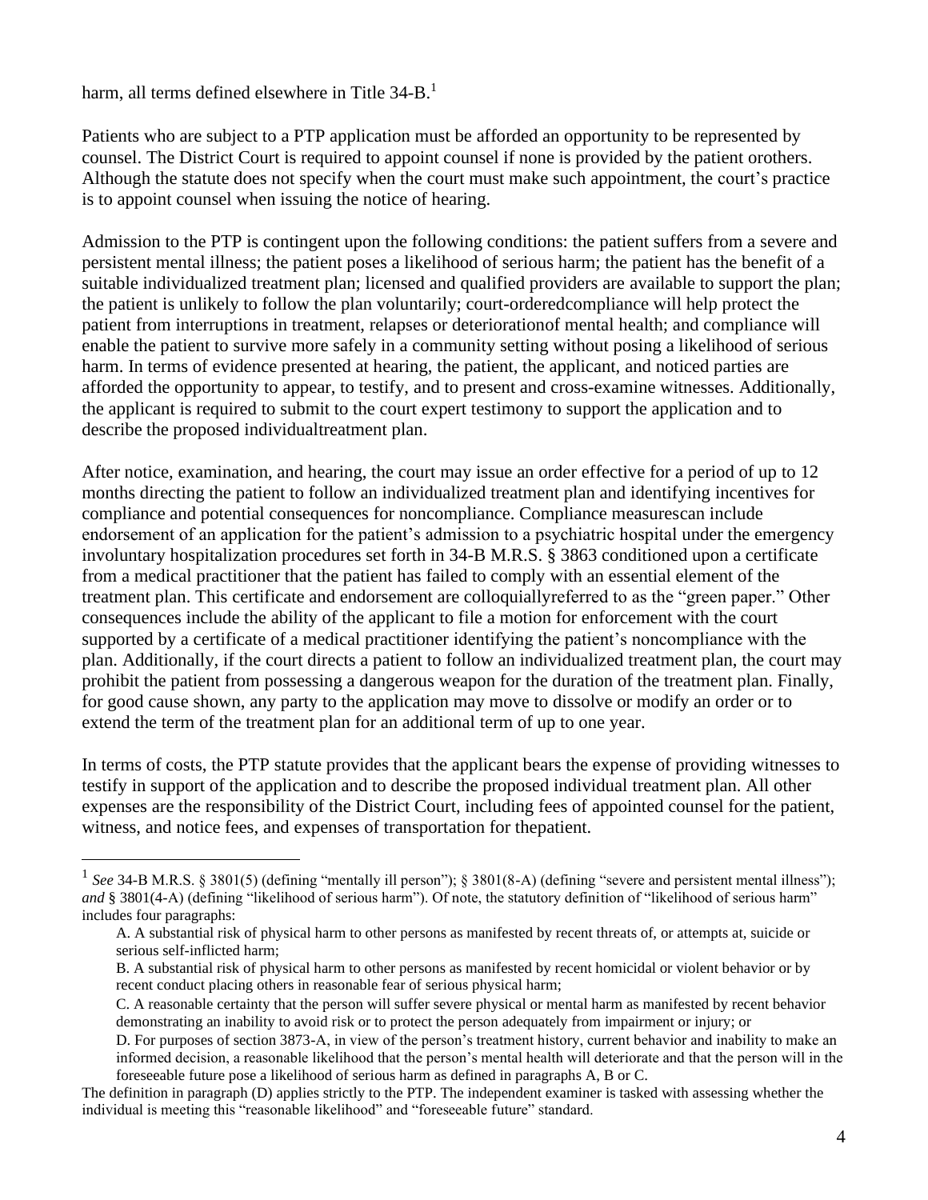harm, all terms defined elsewhere in Title 34-B.[1]

Patients who are subject to a PTP application must be afforded an opportunity to be represented by counsel. The District Court is required to appoint counsel if none is provided by the patient orothers. Although the statute does not specify when the court must make such appointment, the court's practice is to appoint counsel when issuing the notice of hearing.

Admission to the PTP is contingent upon the following conditions: the patient suffers from a severe and persistent mental illness; the patient poses a likelihood of serious harm; the patient has the benefit of a suitable individualized treatment plan; licensed and qualified providers are available to support the plan; the patient is unlikely to follow the plan voluntarily; court-orderedcompliance will help protect the patient from interruptions in treatment, relapses or deteriorationof mental health; and compliance will enable the patient to survive more safely in a community setting without posing a likelihood of serious harm. In terms of evidence presented at hearing, the patient, the applicant, and noticed parties are afforded the opportunity to appear, to testify, and to present and cross-examine witnesses. Additionally, the applicant is required to submit to the court expert testimony to support the application and to describe the proposed individualtreatment plan.

After notice, examination, and hearing, the court may issue an order effective for a period of up to 12 months directing the patient to follow an individualized treatment plan and identifying incentives for compliance and potential consequences for noncompliance. Compliance measurescan include endorsement of an application for the patient's admission to a psychiatric hospital under the emergency involuntary hospitalization procedures set forth in 34-B M.R.S. § 3863 conditioned upon a certificate from a medical practitioner that the patient has failed to comply with an essential element of the treatment plan. This certificate and endorsement are colloquiallyreferred to as the "green paper." Other consequences include the ability of the applicant to file a motion for enforcement with the court supported by a certificate of a medical practitioner identifying the patient's noncompliance with the plan. Additionally, if the court directs a patient to follow an individualized treatment plan, the court may prohibit the patient from possessing a dangerous weapon for the duration of the treatment plan. Finally, for good cause shown, any party to the application may move to dissolve or modify an order or to extend the term of the treatment plan for an additional term of up to one year.

In terms of costs, the PTP statute provides that the applicant bears the expense of providing witnesses to testify in support of the application and to describe the proposed individual treatment plan. All other expenses are the responsibility of the District Court, including fees of appointed counsel for the patient, witness, and notice fees, and expenses of transportation for thepatient.

---

[1] *See* 34-B M.R.S. § 3801(5) (defining "mentally ill person"); § 3801(8-A) (defining "severe and persistent mental illness"); *and* § 3801(4-A) (defining "likelihood of serious harm"). Of note, the statutory definition of "likelihood of serious harm" includes four paragraphs:

A. A substantial risk of physical harm to other persons as manifested by recent threats of, or attempts at, suicide or serious self-inflicted harm;

B. A substantial risk of physical harm to other persons as manifested by recent homicidal or violent behavior or by recent conduct placing others in reasonable fear of serious physical harm;

C. A reasonable certainty that the person will suffer severe physical or mental harm as manifested by recent behavior demonstrating an inability to avoid risk or to protect the person adequately from impairment or injury; or

D. For purposes of section 3873-A, in view of the person's treatment history, current behavior and inability to make an informed decision, a reasonable likelihood that the person's mental health will deteriorate and that the person will in the foreseeable future pose a likelihood of serious harm as defined in paragraphs A, B or C.

The definition in paragraph (D) applies strictly to the PTP. The independent examiner is tasked with assessing whether the individual is meeting this "reasonable likelihood" and "foreseeable future" standard.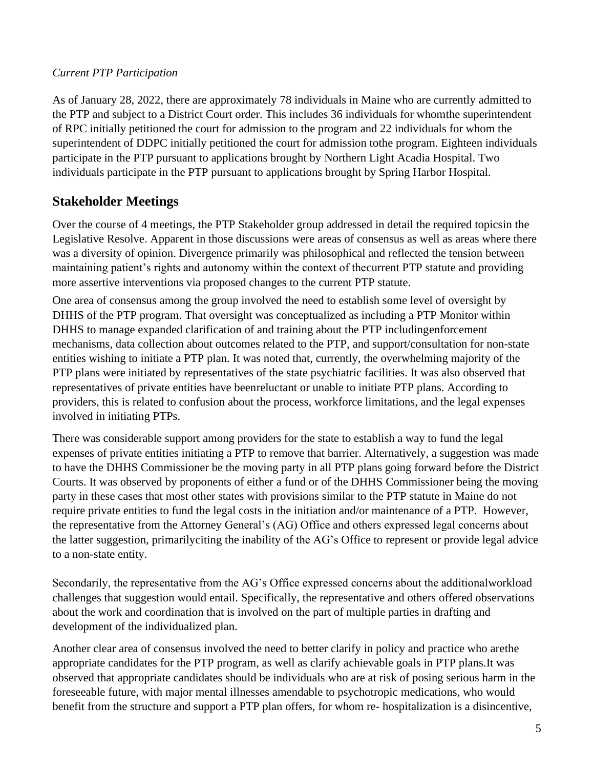*Current PTP Participation*

As of January 28, 2022, there are approximately 78 individuals in Maine who are currently admitted to the PTP and subject to a District Court order. This includes 36 individuals for whomthe superintendent of RPC initially petitioned the court for admission to the program and 22 individuals for whom the superintendent of DDPC initially petitioned the court for admission tothe program. Eighteen individuals participate in the PTP pursuant to applications brought by Northern Light Acadia Hospital. Two individuals participate in the PTP pursuant to applications brought by Spring Harbor Hospital.

## Stakeholder Meetings

Over the course of 4 meetings, the PTP Stakeholder group addressed in detail the required topicsin the Legislative Resolve. Apparent in those discussions were areas of consensus as well as areas where there was a diversity of opinion. Divergence primarily was philosophical and reflected the tension between maintaining patient's rights and autonomy within the context of thecurrent PTP statute and providing more assertive interventions via proposed changes to the current PTP statute.

One area of consensus among the group involved the need to establish some level of oversight by DHHS of the PTP program. That oversight was conceptualized as including a PTP Monitor within DHHS to manage expanded clarification of and training about the PTP includingenforcement mechanisms, data collection about outcomes related to the PTP, and support/consultation for non-state entities wishing to initiate a PTP plan. It was noted that, currently, the overwhelming majority of the PTP plans were initiated by representatives of the state psychiatric facilities. It was also observed that representatives of private entities have beenreluctant or unable to initiate PTP plans. According to providers, this is related to confusion about the process, workforce limitations, and the legal expenses involved in initiating PTPs.

There was considerable support among providers for the state to establish a way to fund the legal expenses of private entities initiating a PTP to remove that barrier. Alternatively, a suggestion was made to have the DHHS Commissioner be the moving party in all PTP plans going forward before the District Courts. It was observed by proponents of either a fund or of the DHHS Commissioner being the moving party in these cases that most other states with provisions similar to the PTP statute in Maine do not require private entities to fund the legal costs in the initiation and/or maintenance of a PTP. However, the representative from the Attorney General's (AG) Office and others expressed legal concerns about the latter suggestion, primarilyciting the inability of the AG's Office to represent or provide legal advice to a non-state entity.

Secondarily, the representative from the AG's Office expressed concerns about the additionalworkload challenges that suggestion would entail. Specifically, the representative and others offered observations about the work and coordination that is involved on the part of multiple parties in drafting and development of the individualized plan.

Another clear area of consensus involved the need to better clarify in policy and practice who arethe appropriate candidates for the PTP program, as well as clarify achievable goals in PTP plans.It was observed that appropriate candidates should be individuals who are at risk of posing serious harm in the foreseeable future, with major mental illnesses amendable to psychotropic medications, who would benefit from the structure and support a PTP plan offers, for whom re- hospitalization is a disincentive,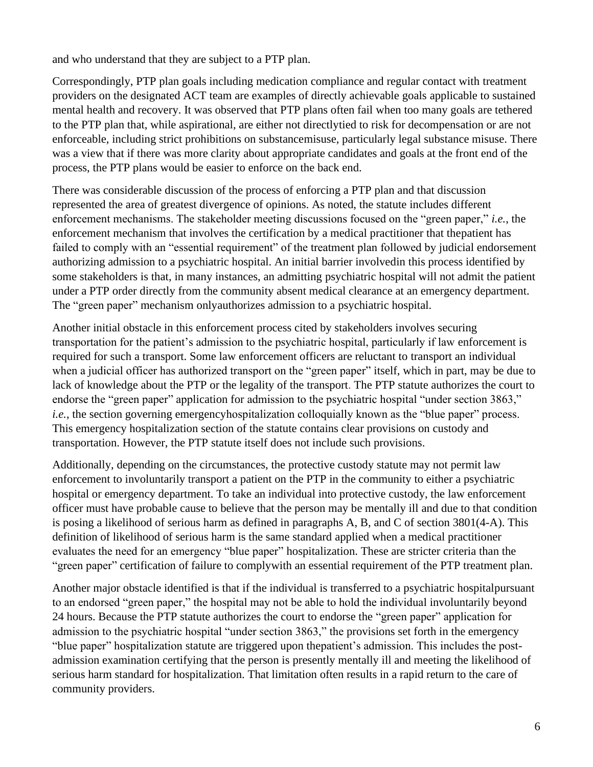and who understand that they are subject to a PTP plan.

Correspondingly, PTP plan goals including medication compliance and regular contact with treatment providers on the designated ACT team are examples of directly achievable goals applicable to sustained mental health and recovery. It was observed that PTP plans often fail when too many goals are tethered to the PTP plan that, while aspirational, are either not directlytied to risk for decompensation or are not enforceable, including strict prohibitions on substancemisuse, particularly legal substance misuse. There was a view that if there was more clarity about appropriate candidates and goals at the front end of the process, the PTP plans would be easier to enforce on the back end.

There was considerable discussion of the process of enforcing a PTP plan and that discussion represented the area of greatest divergence of opinions. As noted, the statute includes different enforcement mechanisms. The stakeholder meeting discussions focused on the "green paper," *i.e.*, the enforcement mechanism that involves the certification by a medical practitioner that thepatient has failed to comply with an "essential requirement" of the treatment plan followed by judicial endorsement authorizing admission to a psychiatric hospital. An initial barrier involvedin this process identified by some stakeholders is that, in many instances, an admitting psychiatric hospital will not admit the patient under a PTP order directly from the community absent medical clearance at an emergency department. The "green paper" mechanism onlyauthorizes admission to a psychiatric hospital.

Another initial obstacle in this enforcement process cited by stakeholders involves securing transportation for the patient's admission to the psychiatric hospital, particularly if law enforcement is required for such a transport. Some law enforcement officers are reluctant to transport an individual when a judicial officer has authorized transport on the "green paper" itself, which in part, may be due to lack of knowledge about the PTP or the legality of the transport. The PTP statute authorizes the court to endorse the "green paper" application for admission to the psychiatric hospital "under section 3863," *i.e.*, the section governing emergencyhospitalization colloquially known as the "blue paper" process. This emergency hospitalization section of the statute contains clear provisions on custody and transportation. However, the PTP statute itself does not include such provisions.

Additionally, depending on the circumstances, the protective custody statute may not permit law enforcement to involuntarily transport a patient on the PTP in the community to either a psychiatric hospital or emergency department. To take an individual into protective custody, the law enforcement officer must have probable cause to believe that the person may be mentally ill and due to that condition is posing a likelihood of serious harm as defined in paragraphs A, B, and C of section 3801(4-A). This definition of likelihood of serious harm is the same standard applied when a medical practitioner evaluates the need for an emergency "blue paper" hospitalization. These are stricter criteria than the "green paper" certification of failure to complywith an essential requirement of the PTP treatment plan.

Another major obstacle identified is that if the individual is transferred to a psychiatric hospitalpursuant to an endorsed "green paper," the hospital may not be able to hold the individual involuntarily beyond 24 hours. Because the PTP statute authorizes the court to endorse the "green paper" application for admission to the psychiatric hospital "under section 3863," the provisions set forth in the emergency "blue paper" hospitalization statute are triggered upon thepatient's admission. This includes the post-admission examination certifying that the person is presently mentally ill and meeting the likelihood of serious harm standard for hospitalization. That limitation often results in a rapid return to the care of community providers.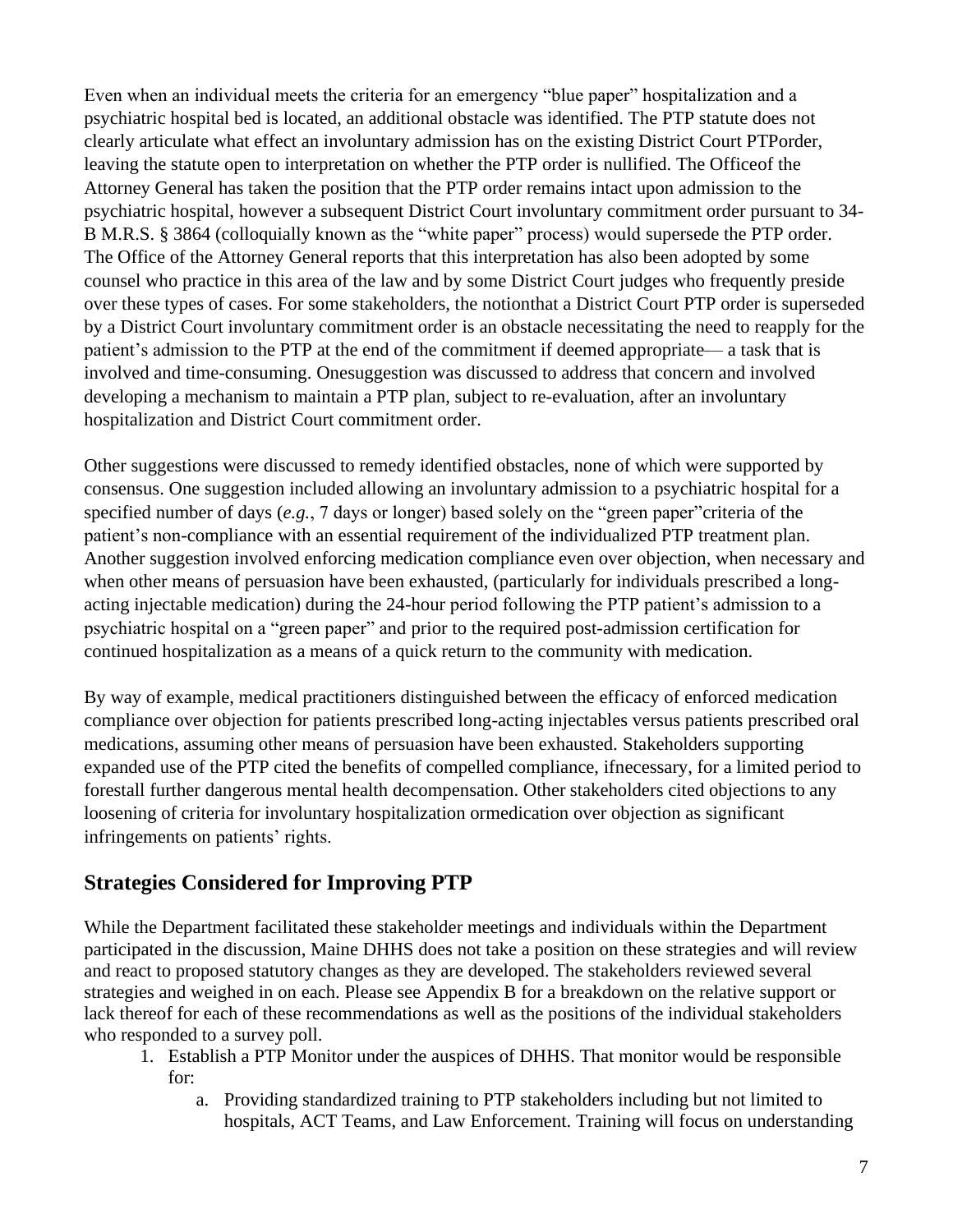Even when an individual meets the criteria for an emergency "blue paper" hospitalization and a psychiatric hospital bed is located, an additional obstacle was identified. The PTP statute does not clearly articulate what effect an involuntary admission has on the existing District Court PTPorder, leaving the statute open to interpretation on whether the PTP order is nullified. The Officeof the Attorney General has taken the position that the PTP order remains intact upon admission to the psychiatric hospital, however a subsequent District Court involuntary commitment order pursuant to 34-B M.R.S. § 3864 (colloquially known as the "white paper" process) would supersede the PTP order. The Office of the Attorney General reports that this interpretation has also been adopted by some counsel who practice in this area of the law and by some District Court judges who frequently preside over these types of cases. For some stakeholders, the notionthat a District Court PTP order is superseded by a District Court involuntary commitment order is an obstacle necessitating the need to reapply for the patient's admission to the PTP at the end of the commitment if deemed appropriate— a task that is involved and time-consuming. Onesuggestion was discussed to address that concern and involved developing a mechanism to maintain a PTP plan, subject to re-evaluation, after an involuntary hospitalization and District Court commitment order.

Other suggestions were discussed to remedy identified obstacles, none of which were supported by consensus. One suggestion included allowing an involuntary admission to a psychiatric hospital for a specified number of days (*e.g.*, 7 days or longer) based solely on the "green paper"criteria of the patient's non-compliance with an essential requirement of the individualized PTP treatment plan. Another suggestion involved enforcing medication compliance even over objection, when necessary and when other means of persuasion have been exhausted, (particularly for individuals prescribed a long-acting injectable medication) during the 24-hour period following the PTP patient's admission to a psychiatric hospital on a "green paper" and prior to the required post-admission certification for continued hospitalization as a means of a quick return to the community with medication.

By way of example, medical practitioners distinguished between the efficacy of enforced medication compliance over objection for patients prescribed long-acting injectables versus patients prescribed oral medications, assuming other means of persuasion have been exhausted. Stakeholders supporting expanded use of the PTP cited the benefits of compelled compliance, ifnecessary, for a limited period to forestall further dangerous mental health decompensation. Other stakeholders cited objections to any loosening of criteria for involuntary hospitalization ormedication over objection as significant infringements on patients' rights.

## Strategies Considered for Improving PTP

While the Department facilitated these stakeholder meetings and individuals within the Department participated in the discussion, Maine DHHS does not take a position on these strategies and will review and react to proposed statutory changes as they are developed. The stakeholders reviewed several strategies and weighed in on each. Please see Appendix B for a breakdown on the relative support or lack thereof for each of these recommendations as well as the positions of the individual stakeholders who responded to a survey poll.

1. Establish a PTP Monitor under the auspices of DHHS. That monitor would be responsible for:
    a. Providing standardized training to PTP stakeholders including but not limited to hospitals, ACT Teams, and Law Enforcement. Training will focus on understanding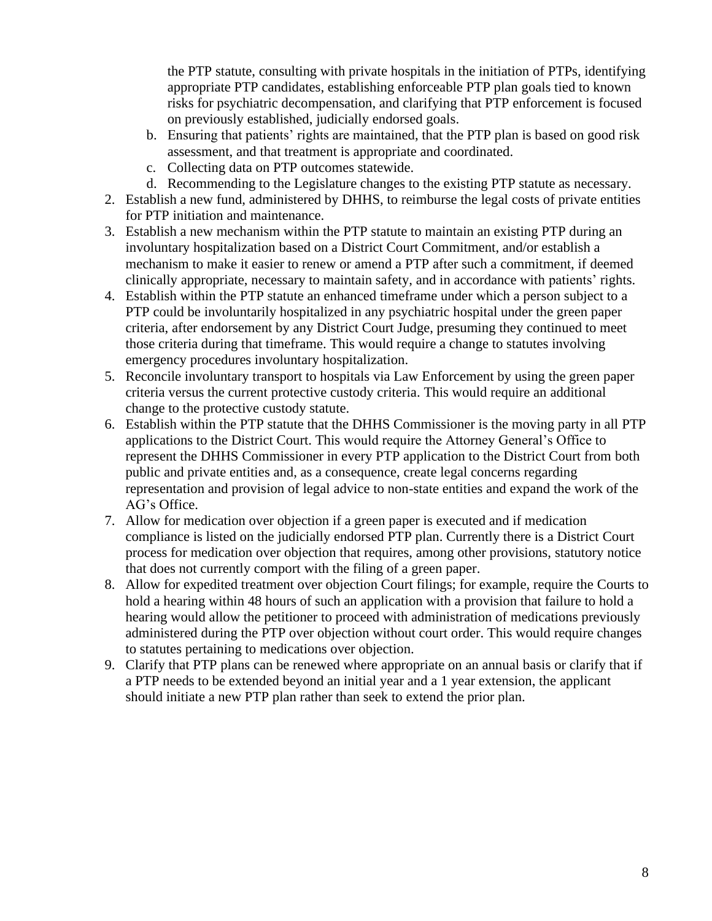the PTP statute, consulting with private hospitals in the initiation of PTPs, identifying appropriate PTP candidates, establishing enforceable PTP plan goals tied to known risks for psychiatric decompensation, and clarifying that PTP enforcement is focused on previously established, judicially endorsed goals.

   b. Ensuring that patients' rights are maintained, that the PTP plan is based on good risk assessment, and that treatment is appropriate and coordinated.
   c. Collecting data on PTP outcomes statewide.
   d. Recommending to the Legislature changes to the existing PTP statute as necessary.

2. Establish a new fund, administered by DHHS, to reimburse the legal costs of private entities for PTP initiation and maintenance.
3. Establish a new mechanism within the PTP statute to maintain an existing PTP during an involuntary hospitalization based on a District Court Commitment, and/or establish a mechanism to make it easier to renew or amend a PTP after such a commitment, if deemed clinically appropriate, necessary to maintain safety, and in accordance with patients' rights.
4. Establish within the PTP statute an enhanced timeframe under which a person subject to a PTP could be involuntarily hospitalized in any psychiatric hospital under the green paper criteria, after endorsement by any District Court Judge, presuming they continued to meet those criteria during that timeframe. This would require a change to statutes involving emergency procedures involuntary hospitalization.
5. Reconcile involuntary transport to hospitals via Law Enforcement by using the green paper criteria versus the current protective custody criteria. This would require an additional change to the protective custody statute.
6. Establish within the PTP statute that the DHHS Commissioner is the moving party in all PTP applications to the District Court. This would require the Attorney General's Office to represent the DHHS Commissioner in every PTP application to the District Court from both public and private entities and, as a consequence, create legal concerns regarding representation and provision of legal advice to non-state entities and expand the work of the AG's Office.
7. Allow for medication over objection if a green paper is executed and if medication compliance is listed on the judicially endorsed PTP plan. Currently there is a District Court process for medication over objection that requires, among other provisions, statutory notice that does not currently comport with the filing of a green paper.
8. Allow for expedited treatment over objection Court filings; for example, require the Courts to hold a hearing within 48 hours of such an application with a provision that failure to hold a hearing would allow the petitioner to proceed with administration of medications previously administered during the PTP over objection without court order. This would require changes to statutes pertaining to medications over objection.
9. Clarify that PTP plans can be renewed where appropriate on an annual basis or clarify that if a PTP needs to be extended beyond an initial year and a 1 year extension, the applicant should initiate a new PTP plan rather than seek to extend the prior plan.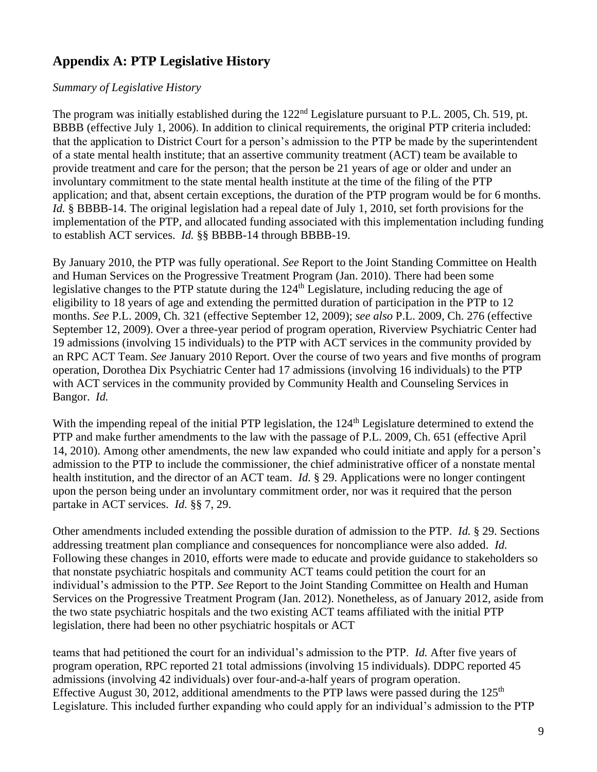## Appendix A: PTP Legislative History

*Summary of Legislative History*

The program was initially established during the 122nd Legislature pursuant to P.L. 2005, Ch. 519, pt. BBBB (effective July 1, 2006). In addition to clinical requirements, the original PTP criteria included: that the application to District Court for a person's admission to the PTP be made by the superintendent of a state mental health institute; that an assertive community treatment (ACT) team be available to provide treatment and care for the person; that the person be 21 years of age or older and under an involuntary commitment to the state mental health institute at the time of the filing of the PTP application; and that, absent certain exceptions, the duration of the PTP program would be for 6 months. *Id.* § BBBB-14. The original legislation had a repeal date of July 1, 2010, set forth provisions for the implementation of the PTP, and allocated funding associated with this implementation including funding to establish ACT services. *Id.* §§ BBBB-14 through BBBB-19.

By January 2010, the PTP was fully operational. *See* Report to the Joint Standing Committee on Health and Human Services on the Progressive Treatment Program (Jan. 2010). There had been some legislative changes to the PTP statute during the 124th Legislature, including reducing the age of eligibility to 18 years of age and extending the permitted duration of participation in the PTP to 12 months. *See* P.L. 2009, Ch. 321 (effective September 12, 2009); *see also* P.L. 2009, Ch. 276 (effective September 12, 2009). Over a three-year period of program operation, Riverview Psychiatric Center had 19 admissions (involving 15 individuals) to the PTP with ACT services in the community provided by an RPC ACT Team. *See* January 2010 Report. Over the course of two years and five months of program operation, Dorothea Dix Psychiatric Center had 17 admissions (involving 16 individuals) to the PTP with ACT services in the community provided by Community Health and Counseling Services in Bangor. *Id.*

With the impending repeal of the initial PTP legislation, the 124th Legislature determined to extend the PTP and make further amendments to the law with the passage of P.L. 2009, Ch. 651 (effective April 14, 2010). Among other amendments, the new law expanded who could initiate and apply for a person's admission to the PTP to include the commissioner, the chief administrative officer of a nonstate mental health institution, and the director of an ACT team. *Id.* § 29. Applications were no longer contingent upon the person being under an involuntary commitment order, nor was it required that the person partake in ACT services. *Id.* §§ 7, 29.

Other amendments included extending the possible duration of admission to the PTP. *Id.* § 29. Sections addressing treatment plan compliance and consequences for noncompliance were also added. *Id.* Following these changes in 2010, efforts were made to educate and provide guidance to stakeholders so that nonstate psychiatric hospitals and community ACT teams could petition the court for an individual's admission to the PTP. *See* Report to the Joint Standing Committee on Health and Human Services on the Progressive Treatment Program (Jan. 2012). Nonetheless, as of January 2012, aside from the two state psychiatric hospitals and the two existing ACT teams affiliated with the initial PTP legislation, there had been no other psychiatric hospitals or ACT teams that had petitioned the court for an individual's admission to the PTP. *Id.* After five years of program operation, RPC reported 21 total admissions (involving 15 individuals). DDPC reported 45 admissions (involving 42 individuals) over four-and-a-half years of program operation. Effective August 30, 2012, additional amendments to the PTP laws were passed during the 125th Legislature. This included further expanding who could apply for an individual's admission to the PTP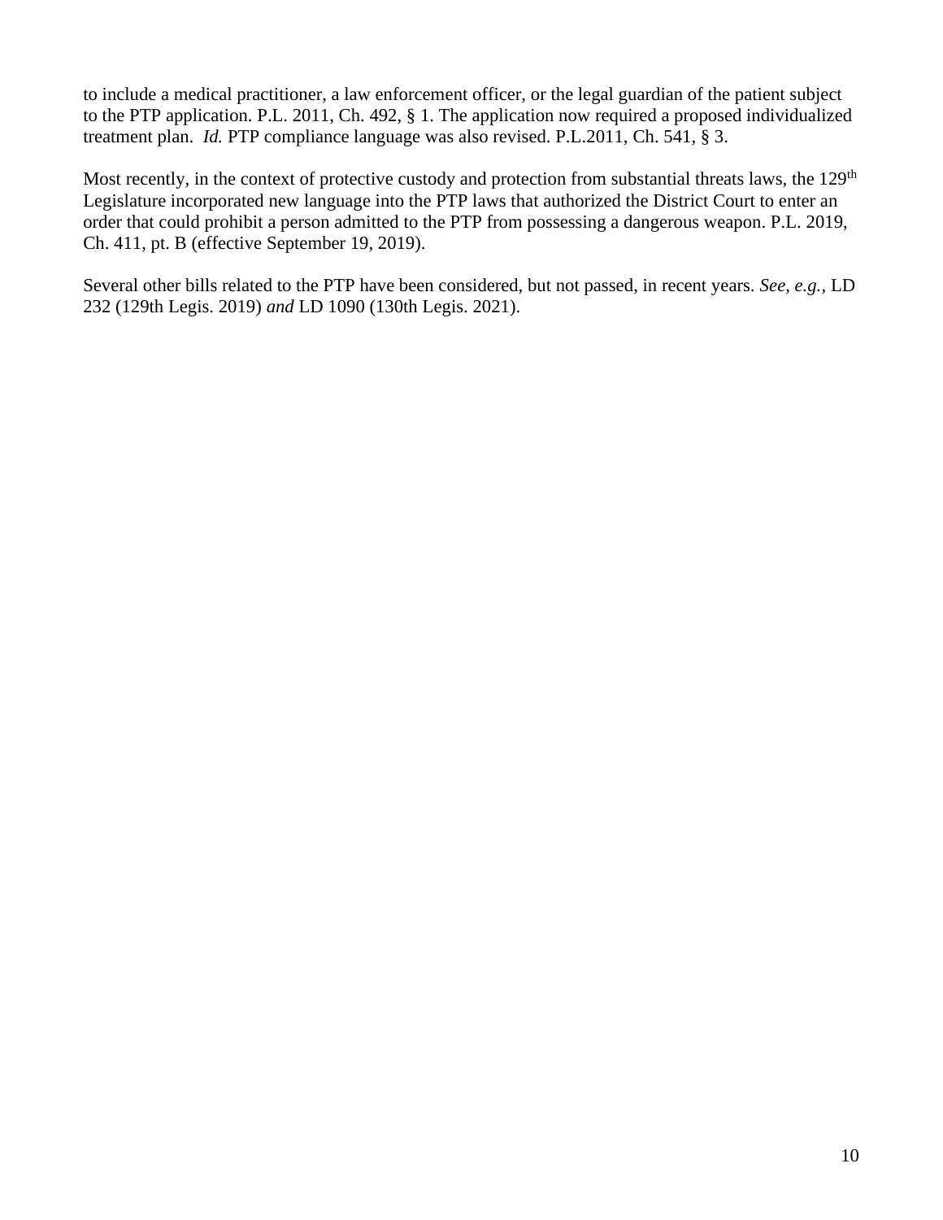to include a medical practitioner, a law enforcement officer, or the legal guardian of the patient subject to the PTP application. P.L. 2011, Ch. 492, § 1. The application now required a proposed individualized treatment plan. *Id.* PTP compliance language was also revised. P.L.2011, Ch. 541, § 3.

Most recently, in the context of protective custody and protection from substantial threats laws, the 129th Legislature incorporated new language into the PTP laws that authorized the District Court to enter an order that could prohibit a person admitted to the PTP from possessing a dangerous weapon. P.L. 2019, Ch. 411, pt. B (effective September 19, 2019).

Several other bills related to the PTP have been considered, but not passed, in recent years. *See, e.g.*, LD 232 (129th Legis. 2019) *and* LD 1090 (130th Legis. 2021).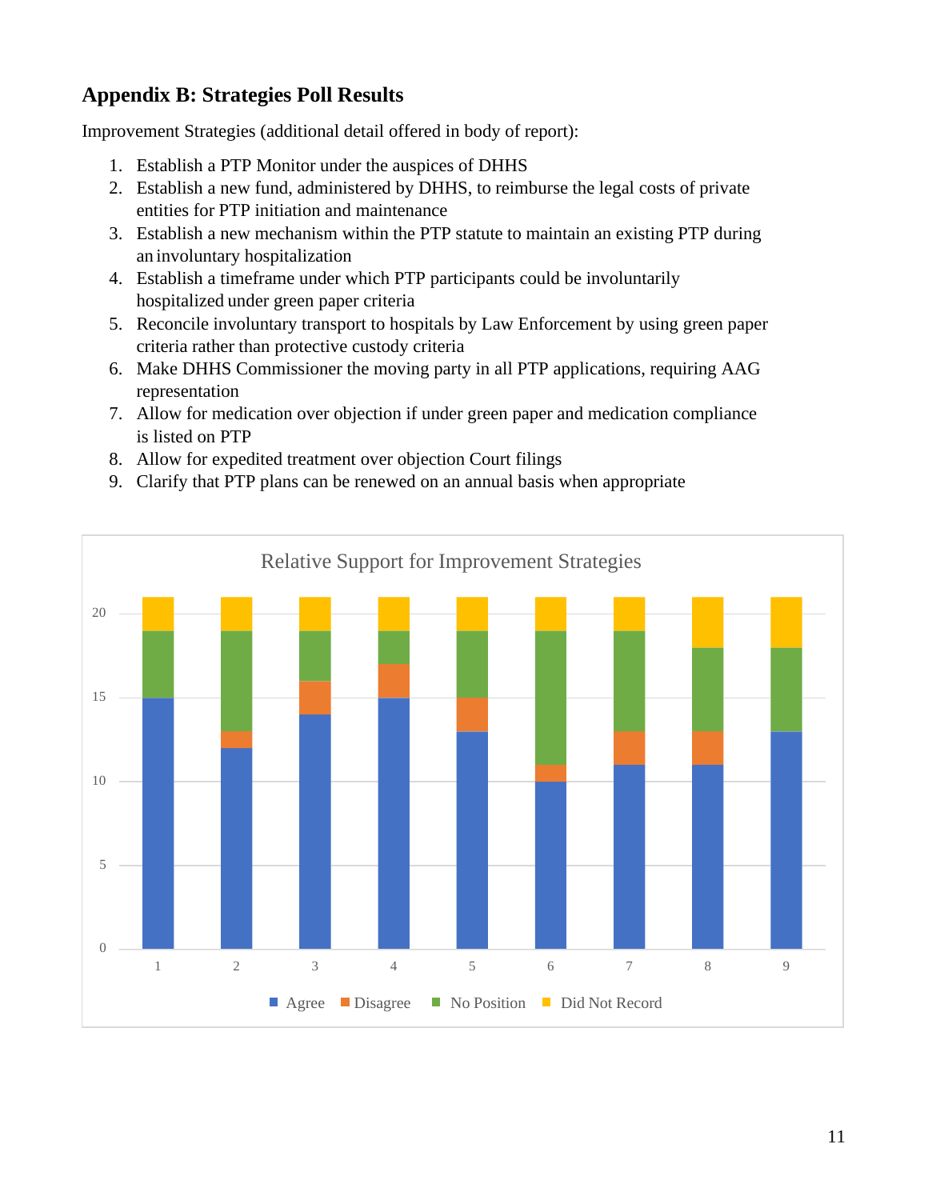## Appendix B: Strategies Poll Results

Improvement Strategies (additional detail offered in body of report):

1. Establish a PTP Monitor under the auspices of DHHS
2. Establish a new fund, administered by DHHS, to reimburse the legal costs of private entities for PTP initiation and maintenance
3. Establish a new mechanism within the PTP statute to maintain an existing PTP during an involuntary hospitalization
4. Establish a timeframe under which PTP participants could be involuntarily hospitalized under green paper criteria
5. Reconcile involuntary transport to hospitals by Law Enforcement by using green paper criteria rather than protective custody criteria
6. Make DHHS Commissioner the moving party in all PTP applications, requiring AAG representation
7. Allow for medication over objection if under green paper and medication compliance is listed on PTP
8. Allow for expedited treatment over objection Court filings
9. Clarify that PTP plans can be renewed on an annual basis when appropriate

**Relative Support for Improvement Strategies**

| Strategy | Agree | Disagree | No Position | Did Not Record |
|---|---|---|---|---|
| 1 | 15 | 0 | 4 | 2 |
| 2 | 12 | 1 | 6 | 2 |
| 3 | 14 | 2 | 3 | 2 |
| 4 | 15 | 2 | 2 | 2 |
| 5 | 13 | 2 | 4 | 2 |
| 6 | 10 | 1 | 8 | 2 |
| 7 | 11 | 2 | 6 | 2 |
| 8 | 11 | 2 | 5 | 3 |
| 9 | 13 | 0 | 5 | 3 |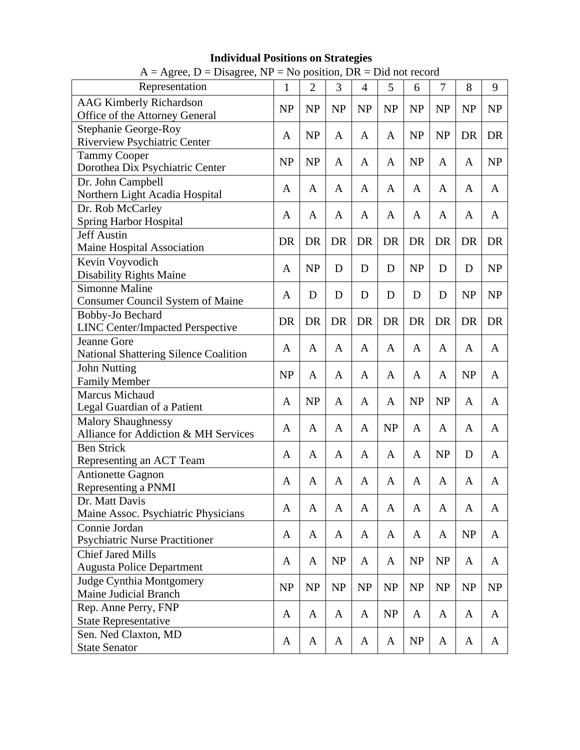**Individual Positions on Strategies**

A = Agree, D = Disagree, NP = No position, DR = Did not record

| Representation | 1 | 2 | 3 | 4 | 5 | 6 | 7 | 8 | 9 |
|---|---|---|---|---|---|---|---|---|---|
| AAG Kimberly Richardson<br>Office of the Attorney General | NP | NP | NP | NP | NP | NP | NP | NP | NP |
| Stephanie George-Roy<br>Riverview Psychiatric Center | A | NP | A | A | A | NP | NP | DR | DR |
| Tammy Cooper<br>Dorothea Dix Psychiatric Center | NP | NP | A | A | A | NP | A | A | NP |
| Dr. John Campbell<br>Northern Light Acadia Hospital | A | A | A | A | A | A | A | A | A |
| Dr. Rob McCarley<br>Spring Harbor Hospital | A | A | A | A | A | A | A | A | A |
| Jeff Austin<br>Maine Hospital Association | DR | DR | DR | DR | DR | DR | DR | DR | DR |
| Kevin Voyvodich<br>Disability Rights Maine | A | NP | D | D | D | NP | D | D | NP |
| Simonne Maline<br>Consumer Council System of Maine | A | D | D | D | D | D | D | NP | NP |
| Bobby-Jo Bechard<br>LINC Center/Impacted Perspective | DR | DR | DR | DR | DR | DR | DR | DR | DR |
| Jeanne Gore<br>National Shattering Silence Coalition | A | A | A | A | A | A | A | A | A |
| John Nutting<br>Family Member | NP | A | A | A | A | A | A | NP | A |
| Marcus Michaud<br>Legal Guardian of a Patient | A | NP | A | A | A | NP | NP | A | A |
| Malory Shaughnessy<br>Alliance for Addiction & MH Services | A | A | A | A | NP | A | A | A | A |
| Ben Strick<br>Representing an ACT Team | A | A | A | A | A | A | NP | D | A |
| Antionette Gagnon<br>Representing a PNMI | A | A | A | A | A | A | A | A | A |
| Dr. Matt Davis<br>Maine Assoc. Psychiatric Physicians | A | A | A | A | A | A | A | A | A |
| Connie Jordan<br>Psychiatric Nurse Practitioner | A | A | A | A | A | A | A | NP | A |
| Chief Jared Mills<br>Augusta Police Department | A | A | NP | A | A | NP | NP | A | A |
| Judge Cynthia Montgomery<br>Maine Judicial Branch | NP | NP | NP | NP | NP | NP | NP | NP | NP |
| Rep. Anne Perry, FNP<br>State Representative | A | A | A | A | NP | A | A | A | A |
| Sen. Ned Claxton, MD<br>State Senator | A | A | A | A | A | NP | A | A | A |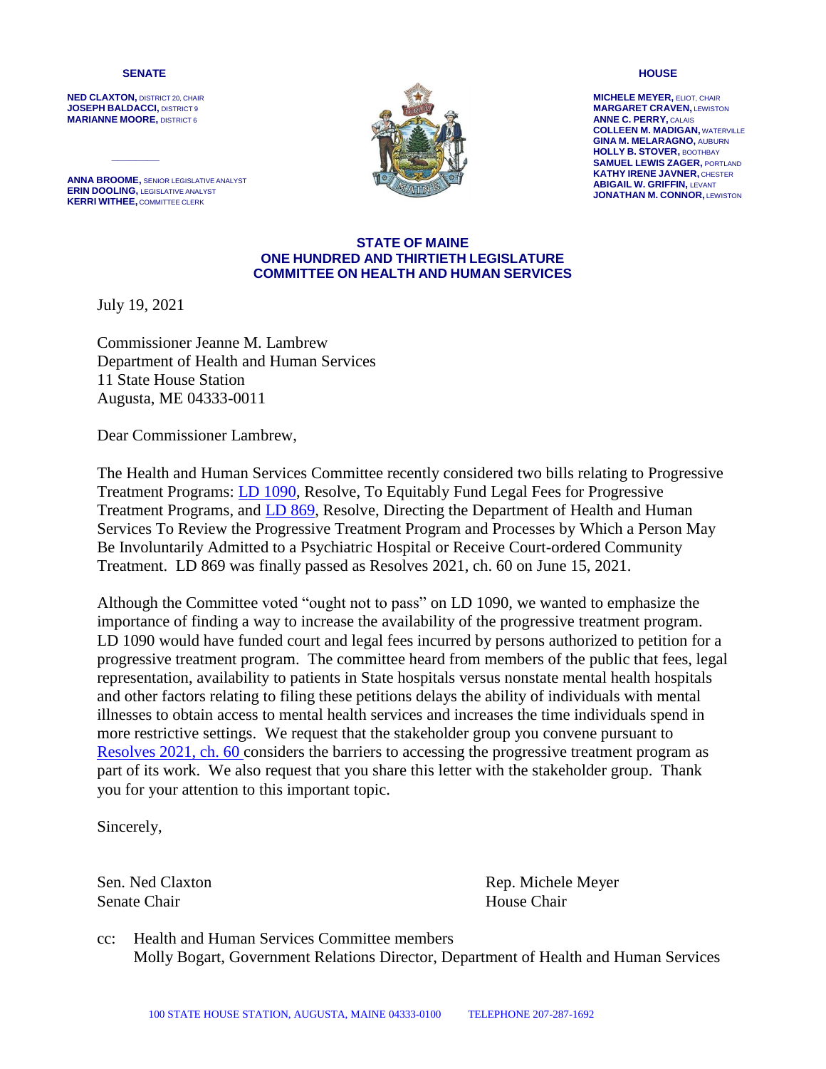**SENATE**

**NED CLAXTON,** DISTRICT 20, CHAIR
**JOSEPH BALDACCI,** DISTRICT 9
**MARIANNE MOORE,** DISTRICT 6

**ANNA BROOME,** SENIOR LEGISLATIVE ANALYST
**ERIN DOOLING,** LEGISLATIVE ANALYST
**KERRI WITHEE,** COMMITTEE CLERK

**HOUSE**

**MICHELE MEYER,** ELIOT, CHAIR
**MARGARET CRAVEN,** LEWISTON
**ANNE C. PERRY,** CALAIS
**COLLEEN M. MADIGAN,** WATERVILLE
**GINA M. MELARAGNO,** AUBURN
**HOLLY B. STOVER,** BOOTHBAY
**SAMUEL LEWIS ZAGER,** PORTLAND
**KATHY IRENE JAVNER,** CHESTER
**ABIGAIL W. GRIFFIN,** LEVANT
**JONATHAN M. CONNOR,** LEWISTON

**STATE OF MAINE**
**ONE HUNDRED AND THIRTIETH LEGISLATURE**
**COMMITTEE ON HEALTH AND HUMAN SERVICES**

July 19, 2021

Commissioner Jeanne M. Lambrew
Department of Health and Human Services
11 State House Station
Augusta, ME 04333-0011

Dear Commissioner Lambrew,

The Health and Human Services Committee recently considered two bills relating to Progressive Treatment Programs: LD 1090, Resolve, To Equitably Fund Legal Fees for Progressive Treatment Programs, and LD 869, Resolve, Directing the Department of Health and Human Services To Review the Progressive Treatment Program and Processes by Which a Person May Be Involuntarily Admitted to a Psychiatric Hospital or Receive Court-ordered Community Treatment. LD 869 was finally passed as Resolves 2021, ch. 60 on June 15, 2021.

Although the Committee voted "ought not to pass" on LD 1090, we wanted to emphasize the importance of finding a way to increase the availability of the progressive treatment program. LD 1090 would have funded court and legal fees incurred by persons authorized to petition for a progressive treatment program. The committee heard from members of the public that fees, legal representation, availability to patients in State hospitals versus nonstate mental health hospitals and other factors relating to filing these petitions delays the ability of individuals with mental illnesses to obtain access to mental health services and increases the time individuals spend in more restrictive settings. We request that the stakeholder group you convene pursuant to Resolves 2021, ch. 60 considers the barriers to accessing the progressive treatment program as part of its work. We also request that you share this letter with the stakeholder group. Thank you for your attention to this important topic.

Sincerely,

Sen. Ned Claxton
Senate Chair

Rep. Michele Meyer
House Chair

cc: Health and Human Services Committee members
Molly Bogart, Government Relations Director, Department of Health and Human Services

100 STATE HOUSE STATION, AUGUSTA, MAINE 04333-0100 TELEPHONE 207-287-1692